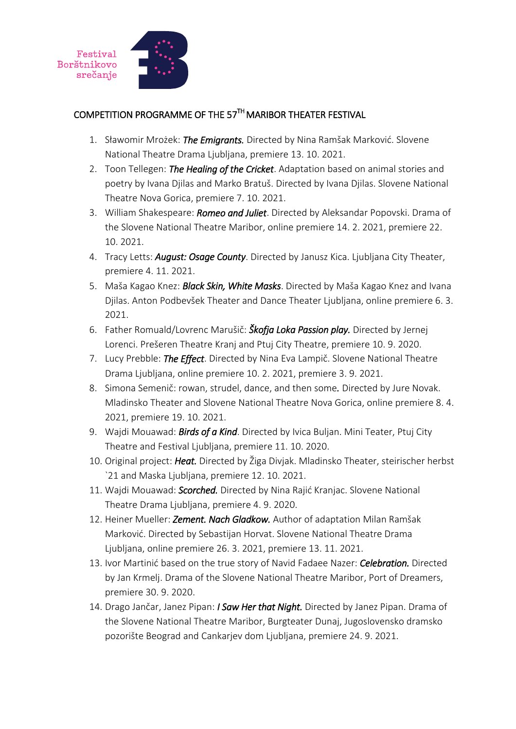Festival Borštnikovo srečanje

## COMPETITION PROGRAMME OF THE 57TH MARIBOR THEATER FESTIVAL

1. Sławomir Mrożek: ***The Emigrants.*** Directed by Nina Ramšak Marković. Slovene National Theatre Drama Ljubljana, premiere 13. 10. 2021.
2. Toon Tellegen: ***The Healing of the Cricket***. Adaptation based on animal stories and poetry by Ivana Djilas and Marko Bratuš. Directed by Ivana Djilas. Slovene National Theatre Nova Gorica, premiere 7. 10. 2021.
3. William Shakespeare: ***Romeo and Juliet***. Directed by Aleksandar Popovski. Drama of the Slovene National Theatre Maribor, online premiere 14. 2. 2021, premiere 22. 10. 2021.
4. Tracy Letts: ***August: Osage County***. Directed by Janusz Kica. Ljubljana City Theater, premiere 4. 11. 2021.
5. Maša Kagao Knez: ***Black Skin, White Masks***. Directed by Maša Kagao Knez and Ivana Djilas. Anton Podbevšek Theater and Dance Theater Ljubljana, online premiere 6. 3. 2021.
6. Father Romuald/Lovrenc Marušič: ***Škofja Loka Passion play.*** Directed by Jernej Lorenci. Prešeren Theatre Kranj and Ptuj City Theatre, premiere 10. 9. 2020.
7. Lucy Prebble: ***The Effect***. Directed by Nina Eva Lampič. Slovene National Theatre Drama Ljubljana, online premiere 10. 2. 2021, premiere 3. 9. 2021.
8. Simona Semenič: rowan, strudel, dance, and then some**.** Directed by Jure Novak. Mladinsko Theater and Slovene National Theatre Nova Gorica, online premiere 8. 4. 2021, premiere 19. 10. 2021.
9. Wajdi Mouawad: ***Birds of a Kind***. Directed by Ivica Buljan. Mini Teater, Ptuj City Theatre and Festival Ljubljana, premiere 11. 10. 2020.
10. Original project: ***Heat.*** Directed by Žiga Divjak. Mladinsko Theater, steirischer herbst `21 and Maska Ljubljana, premiere 12. 10. 2021.
11. Wajdi Mouawad: ***Scorched.*** Directed by Nina Rajić Kranjac. Slovene National Theatre Drama Ljubljana, premiere 4. 9. 2020.
12. Heiner Mueller: ***Zement. Nach Gladkow.*** Author of adaptation Milan Ramšak Marković. Directed by Sebastijan Horvat. Slovene National Theatre Drama Ljubljana, online premiere 26. 3. 2021, premiere 13. 11. 2021.
13. Ivor Martinić based on the true story of Navid Fadaee Nazer: ***Celebration.*** Directed by Jan Krmelj. Drama of the Slovene National Theatre Maribor, Port of Dreamers, premiere 30. 9. 2020.
14. Drago Jančar, Janez Pipan: ***I Saw Her that Night.*** Directed by Janez Pipan. Drama of the Slovene National Theatre Maribor, Burgteater Dunaj, Jugoslovensko dramsko pozorište Beograd and Cankarjev dom Ljubljana, premiere 24. 9. 2021.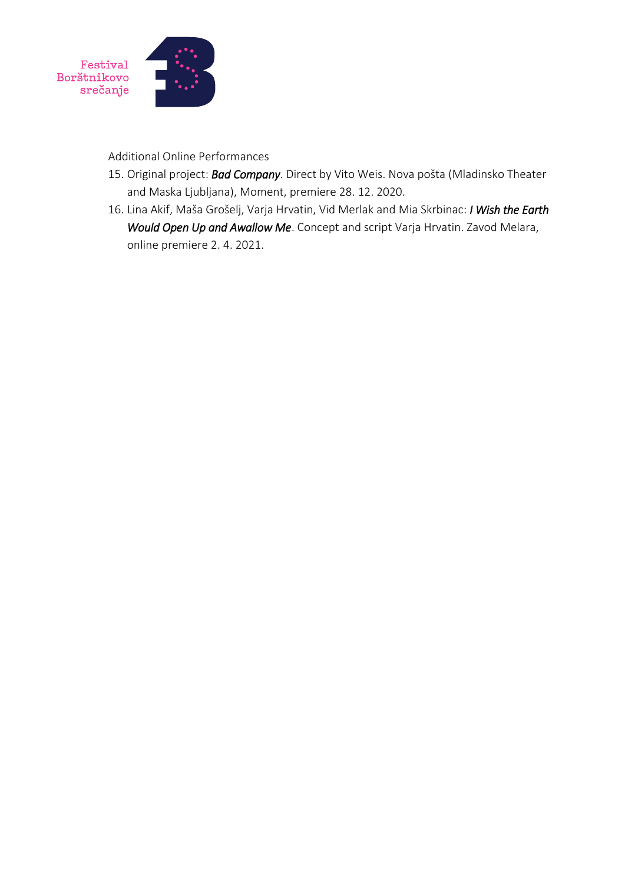Additional Online Performances

15. Original project: ***Bad Company***. Direct by Vito Weis. Nova pošta (Mladinsko Theater and Maska Ljubljana), Moment, premiere 28. 12. 2020.
16. Lina Akif, Maša Grošelj, Varja Hrvatin, Vid Merlak and Mia Skrbinac: ***I Wish the Earth Would Open Up and Awallow Me***. Concept and script Varja Hrvatin. Zavod Melara, online premiere 2. 4. 2021.